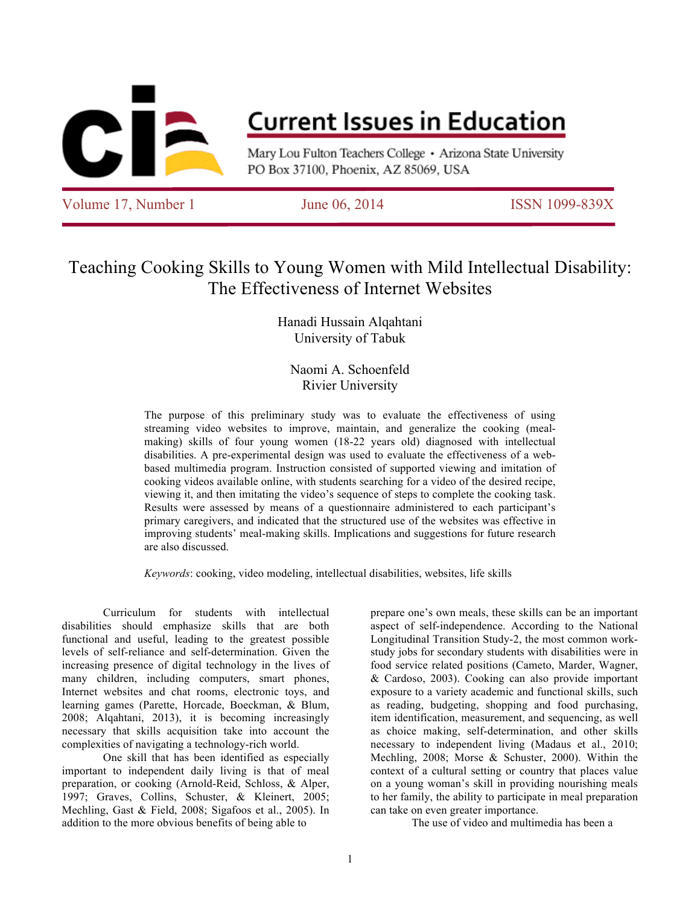# Current Issues in Education

Mary Lou Fulton Teachers College • Arizona State University
PO Box 37100, Phoenix, AZ 85069, USA

Volume 17, Number 1 | June 06, 2014 | ISSN 1099-839X

## Teaching Cooking Skills to Young Women with Mild Intellectual Disability: The Effectiveness of Internet Websites

Hanadi Hussain Alqahtani
University of Tabuk

Naomi A. Schoenfeld
Rivier University

The purpose of this preliminary study was to evaluate the effectiveness of using streaming video websites to improve, maintain, and generalize the cooking (meal-making) skills of four young women (18-22 years old) diagnosed with intellectual disabilities. A pre-experimental design was used to evaluate the effectiveness of a web-based multimedia program. Instruction consisted of supported viewing and imitation of cooking videos available online, with students searching for a video of the desired recipe, viewing it, and then imitating the video's sequence of steps to complete the cooking task. Results were assessed by means of a questionnaire administered to each participant's primary caregivers, and indicated that the structured use of the websites was effective in improving students' meal-making skills. Implications and suggestions for future research are also discussed.

*Keywords*: cooking, video modeling, intellectual disabilities, websites, life skills

Curriculum for students with intellectual disabilities should emphasize skills that are both functional and useful, leading to the greatest possible levels of self-reliance and self-determination. Given the increasing presence of digital technology in the lives of many children, including computers, smart phones, Internet websites and chat rooms, electronic toys, and learning games (Parette, Horcade, Boeckman, & Blum, 2008; Alqahtani, 2013), it is becoming increasingly necessary that skills acquisition take into account the complexities of navigating a technology-rich world.

One skill that has been identified as especially important to independent daily living is that of meal preparation, or cooking (Arnold-Reid, Schloss, & Alper, 1997; Graves, Collins, Schuster, & Kleinert, 2005; Mechling, Gast & Field, 2008; Sigafoos et al., 2005). In addition to the more obvious benefits of being able to prepare one's own meals, these skills can be an important aspect of self-independence. According to the National Longitudinal Transition Study-2, the most common work-study jobs for secondary students with disabilities were in food service related positions (Cameto, Marder, Wagner, & Cardoso, 2003). Cooking can also provide important exposure to a variety academic and functional skills, such as reading, budgeting, shopping and food purchasing, item identification, measurement, and sequencing, as well as choice making, self-determination, and other skills necessary to independent living (Madaus et al., 2010; Mechling, 2008; Morse & Schuster, 2000). Within the context of a cultural setting or country that places value on a young woman's skill in providing nourishing meals to her family, the ability to participate in meal preparation can take on even greater importance.

The use of video and multimedia has been a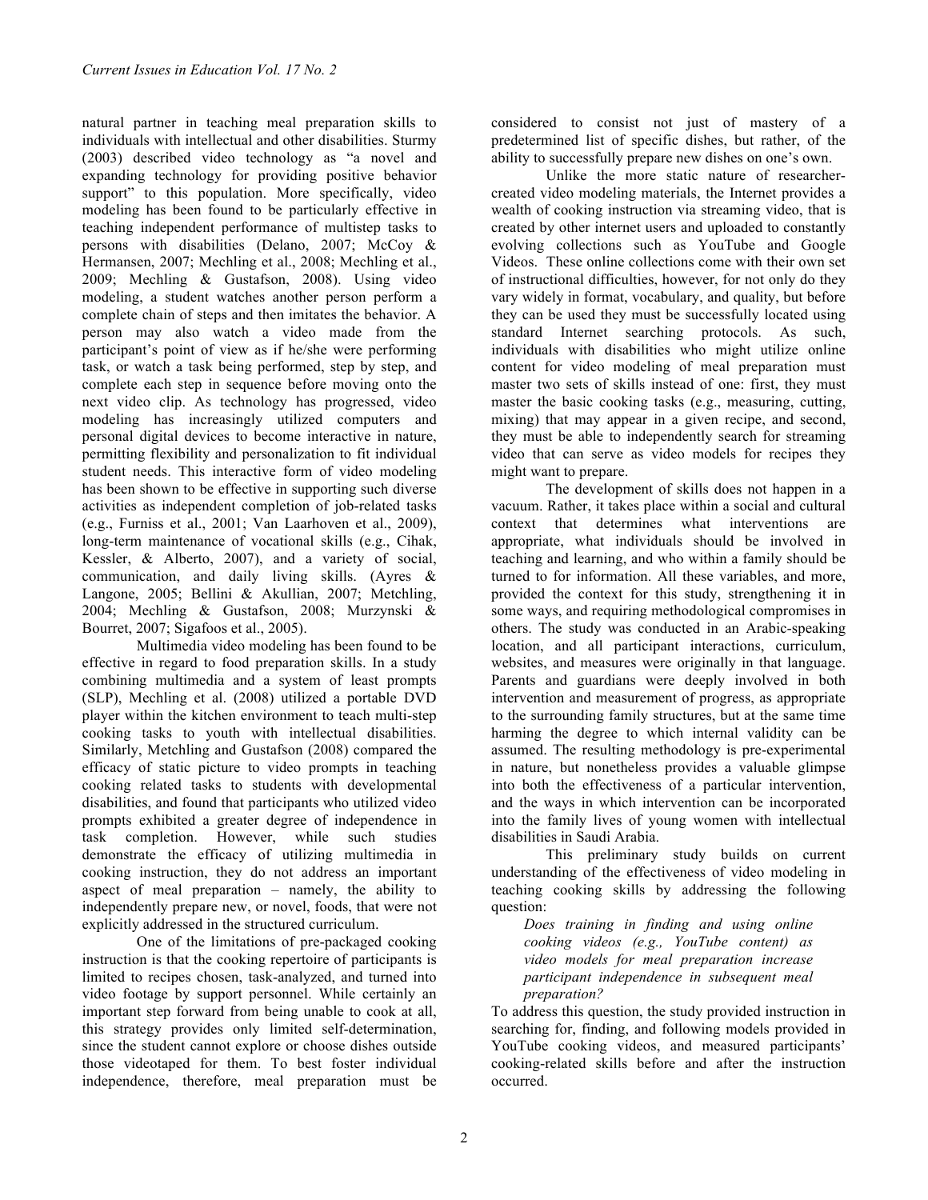natural partner in teaching meal preparation skills to individuals with intellectual and other disabilities. Sturmy (2003) described video technology as "a novel and expanding technology for providing positive behavior support" to this population. More specifically, video modeling has been found to be particularly effective in teaching independent performance of multistep tasks to persons with disabilities (Delano, 2007; McCoy & Hermansen, 2007; Mechling et al., 2008; Mechling et al., 2009; Mechling & Gustafson, 2008). Using video modeling, a student watches another person perform a complete chain of steps and then imitates the behavior. A person may also watch a video made from the participant's point of view as if he/she were performing task, or watch a task being performed, step by step, and complete each step in sequence before moving onto the next video clip. As technology has progressed, video modeling has increasingly utilized computers and personal digital devices to become interactive in nature, permitting flexibility and personalization to fit individual student needs. This interactive form of video modeling has been shown to be effective in supporting such diverse activities as independent completion of job-related tasks (e.g., Furniss et al., 2001; Van Laarhoven et al., 2009), long-term maintenance of vocational skills (e.g., Cihak, Kessler, & Alberto, 2007), and a variety of social, communication, and daily living skills. (Ayres & Langone, 2005; Bellini & Akullian, 2007; Metchling, 2004; Mechling & Gustafson, 2008; Murzynski & Bourret, 2007; Sigafoos et al., 2005).

Multimedia video modeling has been found to be effective in regard to food preparation skills. In a study combining multimedia and a system of least prompts (SLP), Mechling et al. (2008) utilized a portable DVD player within the kitchen environment to teach multi-step cooking tasks to youth with intellectual disabilities. Similarly, Metchling and Gustafson (2008) compared the efficacy of static picture to video prompts in teaching cooking related tasks to students with developmental disabilities, and found that participants who utilized video prompts exhibited a greater degree of independence in task completion. However, while such studies demonstrate the efficacy of utilizing multimedia in cooking instruction, they do not address an important aspect of meal preparation – namely, the ability to independently prepare new, or novel, foods, that were not explicitly addressed in the structured curriculum.

One of the limitations of pre-packaged cooking instruction is that the cooking repertoire of participants is limited to recipes chosen, task-analyzed, and turned into video footage by support personnel. While certainly an important step forward from being unable to cook at all, this strategy provides only limited self-determination, since the student cannot explore or choose dishes outside those videotaped for them. To best foster individual independence, therefore, meal preparation must be considered to consist not just of mastery of a predetermined list of specific dishes, but rather, of the ability to successfully prepare new dishes on one's own.

Unlike the more static nature of researcher-created video modeling materials, the Internet provides a wealth of cooking instruction via streaming video, that is created by other internet users and uploaded to constantly evolving collections such as YouTube and Google Videos. These online collections come with their own set of instructional difficulties, however, for not only do they vary widely in format, vocabulary, and quality, but before they can be used they must be successfully located using standard Internet searching protocols. As such, individuals with disabilities who might utilize online content for video modeling of meal preparation must master two sets of skills instead of one: first, they must master the basic cooking tasks (e.g., measuring, cutting, mixing) that may appear in a given recipe, and second, they must be able to independently search for streaming video that can serve as video models for recipes they might want to prepare.

The development of skills does not happen in a vacuum. Rather, it takes place within a social and cultural context that determines what interventions are appropriate, what individuals should be involved in teaching and learning, and who within a family should be turned to for information. All these variables, and more, provided the context for this study, strengthening it in some ways, and requiring methodological compromises in others. The study was conducted in an Arabic-speaking location, and all participant interactions, curriculum, websites, and measures were originally in that language. Parents and guardians were deeply involved in both intervention and measurement of progress, as appropriate to the surrounding family structures, but at the same time harming the degree to which internal validity can be assumed. The resulting methodology is pre-experimental in nature, but nonetheless provides a valuable glimpse into both the effectiveness of a particular intervention, and the ways in which intervention can be incorporated into the family lives of young women with intellectual disabilities in Saudi Arabia.

This preliminary study builds on current understanding of the effectiveness of video modeling in teaching cooking skills by addressing the following question:

> *Does training in finding and using online cooking videos (e.g., YouTube content) as video models for meal preparation increase participant independence in subsequent meal preparation?*

To address this question, the study provided instruction in searching for, finding, and following models provided in YouTube cooking videos, and measured participants' cooking-related skills before and after the instruction occurred.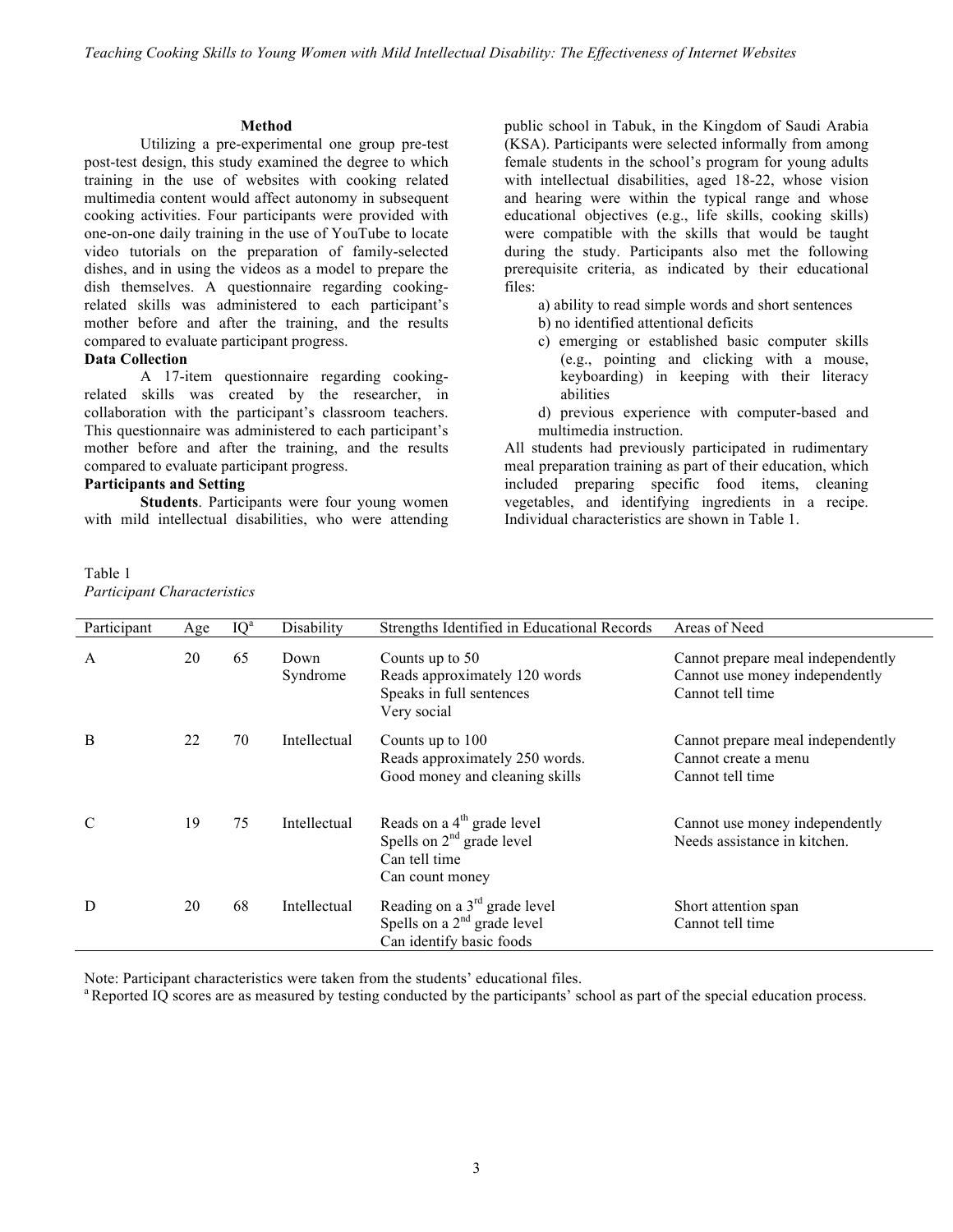## Method

Utilizing a pre-experimental one group pre-test post-test design, this study examined the degree to which training in the use of websites with cooking related multimedia content would affect autonomy in subsequent cooking activities. Four participants were provided with one-on-one daily training in the use of YouTube to locate video tutorials on the preparation of family-selected dishes, and in using the videos as a model to prepare the dish themselves. A questionnaire regarding cooking-related skills was administered to each participant's mother before and after the training, and the results compared to evaluate participant progress.

### Data Collection

A 17-item questionnaire regarding cooking-related skills was created by the researcher, in collaboration with the participant's classroom teachers. This questionnaire was administered to each participant's mother before and after the training, and the results compared to evaluate participant progress.

### Participants and Setting

**Students**. Participants were four young women with mild intellectual disabilities, who were attending public school in Tabuk, in the Kingdom of Saudi Arabia (KSA). Participants were selected informally from among female students in the school's program for young adults with intellectual disabilities, aged 18-22, whose vision and hearing were within the typical range and whose educational objectives (e.g., life skills, cooking skills) were compatible with the skills that would be taught during the study. Participants also met the following prerequisite criteria, as indicated by their educational files:

a) ability to read simple words and short sentences
b) no identified attentional deficits
c) emerging or established basic computer skills (e.g., pointing and clicking with a mouse, keyboarding) in keeping with their literacy abilities
d) previous experience with computer-based and multimedia instruction.

All students had previously participated in rudimentary meal preparation training as part of their education, which included preparing specific food items, cleaning vegetables, and identifying ingredients in a recipe. Individual characteristics are shown in Table 1.

Table 1
*Participant Characteristics*

| Participant | Age | IQ[a] | Disability | Strengths Identified in Educational Records | Areas of Need |
|---|---|---|---|---|---|
| A | 20 | 65 | Down Syndrome | Counts up to 50<br>Reads approximately 120 words<br>Speaks in full sentences<br>Very social | Cannot prepare meal independently<br>Cannot use money independently<br>Cannot tell time |
| B | 22 | 70 | Intellectual | Counts up to 100<br>Reads approximately 250 words.<br>Good money and cleaning skills | Cannot prepare meal independently<br>Cannot create a menu<br>Cannot tell time |
| C | 19 | 75 | Intellectual | Reads on a 4th grade level<br>Spells on 2nd grade level<br>Can tell time<br>Can count money | Cannot use money independently<br>Needs assistance in kitchen. |
| D | 20 | 68 | Intellectual | Reading on a 3rd grade level<br>Spells on a 2nd grade level<br>Can identify basic foods | Short attention span<br>Cannot tell time |

Note: Participant characteristics were taken from the students' educational files.
[a] Reported IQ scores are as measured by testing conducted by the participants' school as part of the special education process.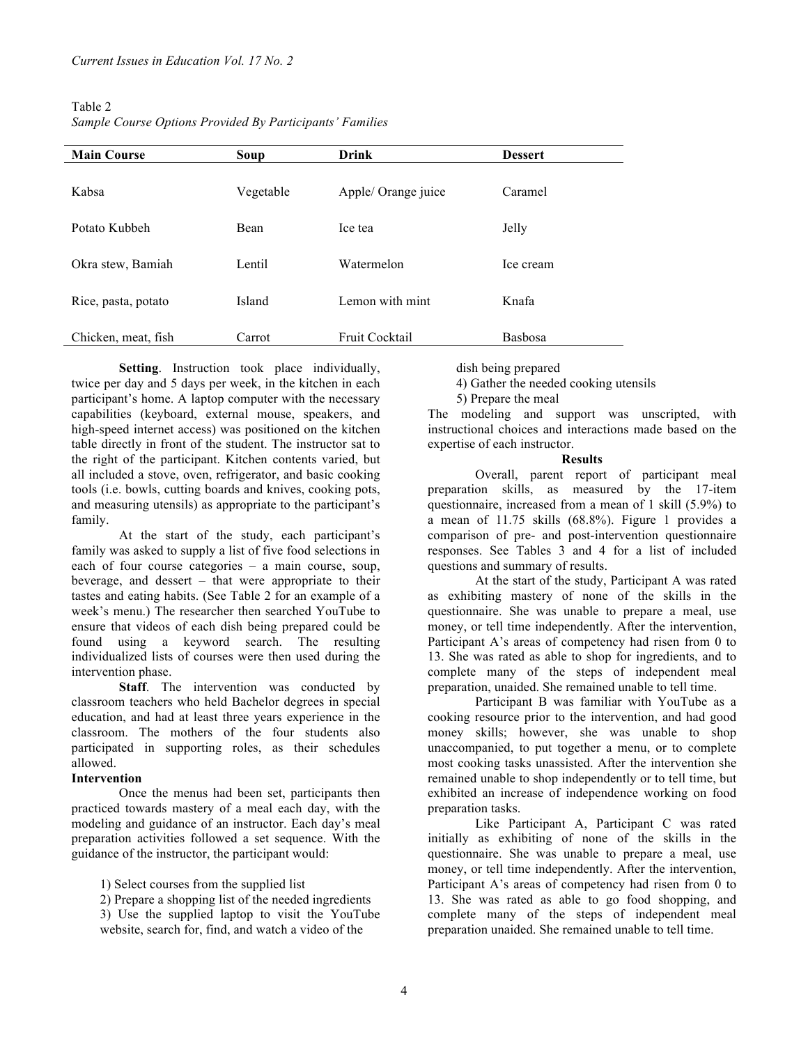Table 2
*Sample Course Options Provided By Participants' Families*

| Main Course | Soup | Drink | Dessert |
|---|---|---|---|
| Kabsa | Vegetable | Apple/ Orange juice | Caramel |
| Potato Kubbeh | Bean | Ice tea | Jelly |
| Okra stew, Bamiah | Lentil | Watermelon | Ice cream |
| Rice, pasta, potato | Island | Lemon with mint | Knafa |
| Chicken, meat, fish | Carrot | Fruit Cocktail | Basbosa |

**Setting**. Instruction took place individually, twice per day and 5 days per week, in the kitchen in each participant's home. A laptop computer with the necessary capabilities (keyboard, external mouse, speakers, and high-speed internet access) was positioned on the kitchen table directly in front of the student. The instructor sat to the right of the participant. Kitchen contents varied, but all included a stove, oven, refrigerator, and basic cooking tools (i.e. bowls, cutting boards and knives, cooking pots, and measuring utensils) as appropriate to the participant's family.

At the start of the study, each participant's family was asked to supply a list of five food selections in each of four course categories – a main course, soup, beverage, and dessert – that were appropriate to their tastes and eating habits. (See Table 2 for an example of a week's menu.) The researcher then searched YouTube to ensure that videos of each dish being prepared could be found using a keyword search. The resulting individualized lists of courses were then used during the intervention phase.

**Staff**. The intervention was conducted by classroom teachers who held Bachelor degrees in special education, and had at least three years experience in the classroom. The mothers of the four students also participated in supporting roles, as their schedules allowed.

**Intervention**

Once the menus had been set, participants then practiced towards mastery of a meal each day, with the modeling and guidance of an instructor. Each day's meal preparation activities followed a set sequence. With the guidance of the instructor, the participant would:

1) Select courses from the supplied list
2) Prepare a shopping list of the needed ingredients
3) Use the supplied laptop to visit the YouTube website, search for, find, and watch a video of the dish being prepared
4) Gather the needed cooking utensils
5) Prepare the meal

The modeling and support was unscripted, with instructional choices and interactions made based on the expertise of each instructor.

**Results**

Overall, parent report of participant meal preparation skills, as measured by the 17-item questionnaire, increased from a mean of 1 skill (5.9%) to a mean of 11.75 skills (68.8%). Figure 1 provides a comparison of pre- and post-intervention questionnaire responses. See Tables 3 and 4 for a list of included questions and summary of results.

At the start of the study, Participant A was rated as exhibiting mastery of none of the skills in the questionnaire. She was unable to prepare a meal, use money, or tell time independently. After the intervention, Participant A's areas of competency had risen from 0 to 13. She was rated as able to shop for ingredients, and to complete many of the steps of independent meal preparation, unaided. She remained unable to tell time.

Participant B was familiar with YouTube as a cooking resource prior to the intervention, and had good money skills; however, she was unable to shop unaccompanied, to put together a menu, or to complete most cooking tasks unassisted. After the intervention she remained unable to shop independently or to tell time, but exhibited an increase of independence working on food preparation tasks.

Like Participant A, Participant C was rated initially as exhibiting of none of the skills in the questionnaire. She was unable to prepare a meal, use money, or tell time independently. After the intervention, Participant A's areas of competency had risen from 0 to 13. She was rated as able to go food shopping, and complete many of the steps of independent meal preparation unaided. She remained unable to tell time.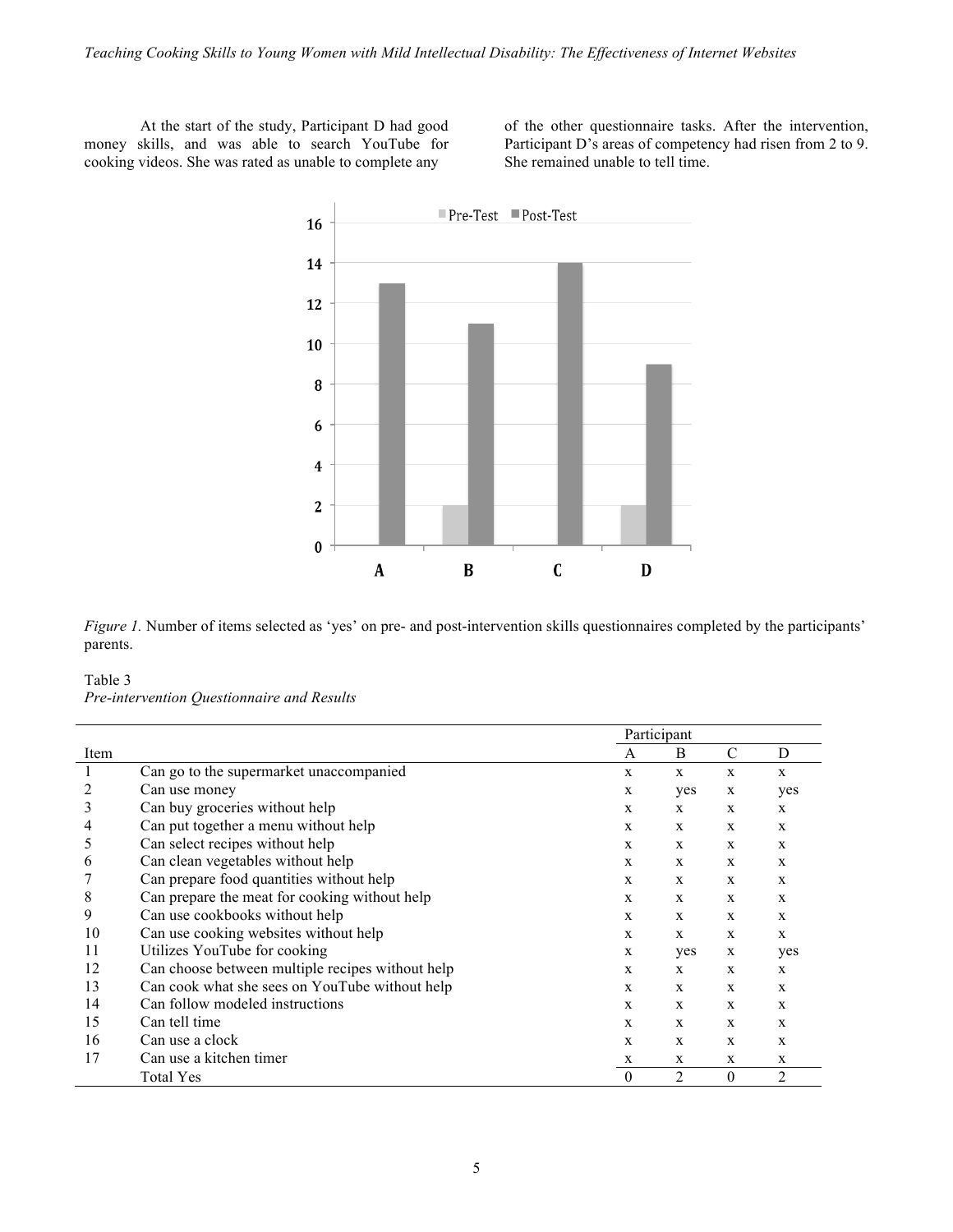At the start of the study, Participant D had good money skills, and was able to search YouTube for cooking videos. She was rated as unable to complete any of the other questionnaire tasks. After the intervention, Participant D's areas of competency had risen from 2 to 9. She remained unable to tell time.

*Figure 1.* Number of items selected as 'yes' on pre- and post-intervention skills questionnaires completed by the participants' parents.

Table 3
*Pre-intervention Questionnaire and Results*

| Item | | Participant | | | |
|---|---|---|---|---|---|
| | | A | B | C | D |
| 1 | Can go to the supermarket unaccompanied | x | x | x | x |
| 2 | Can use money | x | yes | x | yes |
| 3 | Can buy groceries without help | x | x | x | x |
| 4 | Can put together a menu without help | x | x | x | x |
| 5 | Can select recipes without help | x | x | x | x |
| 6 | Can clean vegetables without help | x | x | x | x |
| 7 | Can prepare food quantities without help | x | x | x | x |
| 8 | Can prepare the meat for cooking without help | x | x | x | x |
| 9 | Can use cookbooks without help | x | x | x | x |
| 10 | Can use cooking websites without help | x | x | x | x |
| 11 | Utilizes YouTube for cooking | x | yes | x | yes |
| 12 | Can choose between multiple recipes without help | x | x | x | x |
| 13 | Can cook what she sees on YouTube without help | x | x | x | x |
| 14 | Can follow modeled instructions | x | x | x | x |
| 15 | Can tell time | x | x | x | x |
| 16 | Can use a clock | x | x | x | x |
| 17 | Can use a kitchen timer | x | x | x | x |
| | Total Yes | 0 | 2 | 0 | 2 |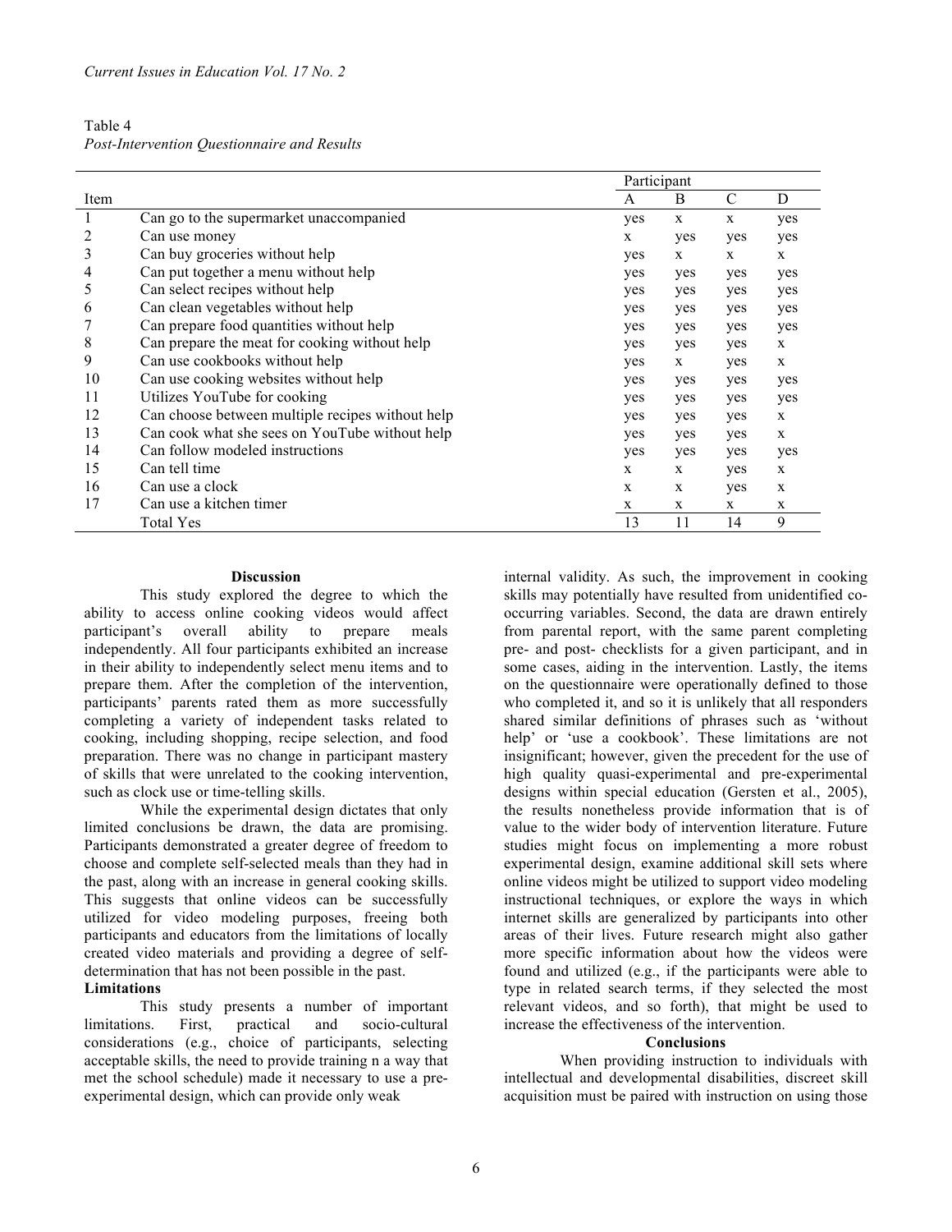Table 4
*Post-Intervention Questionnaire and Results*

| Item | | Participant | | | |
|---|---|---|---|---|---|
| | | A | B | C | D |
| 1 | Can go to the supermarket unaccompanied | yes | x | x | yes |
| 2 | Can use money | x | yes | yes | yes |
| 3 | Can buy groceries without help | yes | x | x | x |
| 4 | Can put together a menu without help | yes | yes | yes | yes |
| 5 | Can select recipes without help | yes | yes | yes | yes |
| 6 | Can clean vegetables without help | yes | yes | yes | yes |
| 7 | Can prepare food quantities without help | yes | yes | yes | yes |
| 8 | Can prepare the meat for cooking without help | yes | yes | yes | x |
| 9 | Can use cookbooks without help | yes | x | yes | x |
| 10 | Can use cooking websites without help | yes | yes | yes | yes |
| 11 | Utilizes YouTube for cooking | yes | yes | yes | yes |
| 12 | Can choose between multiple recipes without help | yes | yes | yes | x |
| 13 | Can cook what she sees on YouTube without help | yes | yes | yes | x |
| 14 | Can follow modeled instructions | yes | yes | yes | yes |
| 15 | Can tell time | x | x | yes | x |
| 16 | Can use a clock | x | x | yes | x |
| 17 | Can use a kitchen timer | x | x | x | x |
| | Total Yes | 13 | 11 | 14 | 9 |

## Discussion

This study explored the degree to which the ability to access online cooking videos would affect participant's overall ability to prepare meals independently. All four participants exhibited an increase in their ability to independently select menu items and to prepare them. After the completion of the intervention, participants' parents rated them as more successfully completing a variety of independent tasks related to cooking, including shopping, recipe selection, and food preparation. There was no change in participant mastery of skills that were unrelated to the cooking intervention, such as clock use or time-telling skills.

While the experimental design dictates that only limited conclusions be drawn, the data are promising. Participants demonstrated a greater degree of freedom to choose and complete self-selected meals than they had in the past, along with an increase in general cooking skills. This suggests that online videos can be successfully utilized for video modeling purposes, freeing both participants and educators from the limitations of locally created video materials and providing a degree of self-determination that has not been possible in the past.

### Limitations

This study presents a number of important limitations. First, practical and socio-cultural considerations (e.g., choice of participants, selecting acceptable skills, the need to provide training n a way that met the school schedule) made it necessary to use a pre-experimental design, which can provide only weak internal validity. As such, the improvement in cooking skills may potentially have resulted from unidentified co-occurring variables. Second, the data are drawn entirely from parental report, with the same parent completing pre- and post- checklists for a given participant, and in some cases, aiding in the intervention. Lastly, the items on the questionnaire were operationally defined to those who completed it, and so it is unlikely that all responders shared similar definitions of phrases such as 'without help' or 'use a cookbook'. These limitations are not insignificant; however, given the precedent for the use of high quality quasi-experimental and pre-experimental designs within special education (Gersten et al., 2005), the results nonetheless provide information that is of value to the wider body of intervention literature. Future studies might focus on implementing a more robust experimental design, examine additional skill sets where online videos might be utilized to support video modeling instructional techniques, or explore the ways in which internet skills are generalized by participants into other areas of their lives. Future research might also gather more specific information about how the videos were found and utilized (e.g., if the participants were able to type in related search terms, if they selected the most relevant videos, and so forth), that might be used to increase the effectiveness of the intervention.

## Conclusions

When providing instruction to individuals with intellectual and developmental disabilities, discreet skill acquisition must be paired with instruction on using those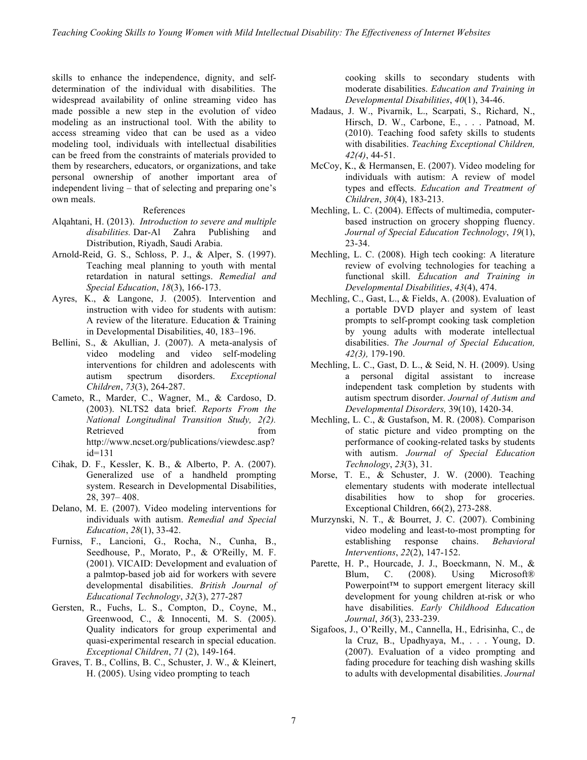skills to enhance the independence, dignity, and self-determination of the individual with disabilities. The widespread availability of online streaming video has made possible a new step in the evolution of video modeling as an instructional tool. With the ability to access streaming video that can be used as a video modeling tool, individuals with intellectual disabilities can be freed from the constraints of materials provided to them by researchers, educators, or organizations, and take personal ownership of another important area of independent living – that of selecting and preparing one's own meals.

## References

Alqahtani, H. (2013). *Introduction to severe and multiple disabilities.* Dar-Al Zahra Publishing and Distribution, Riyadh, Saudi Arabia.

Arnold-Reid, G. S., Schloss, P. J., & Alper, S. (1997). Teaching meal planning to youth with mental retardation in natural settings. *Remedial and Special Education*, *18*(3), 166-173.

Ayres, K., & Langone, J. (2005). Intervention and instruction with video for students with autism: A review of the literature. Education & Training in Developmental Disabilities, 40, 183–196.

Bellini, S., & Akullian, J. (2007). A meta-analysis of video modeling and video self-modeling interventions for children and adolescents with autism spectrum disorders. *Exceptional Children*, *73*(3), 264-287.

Cameto, R., Marder, C., Wagner, M., & Cardoso, D. (2003). NLTS2 data brief. *Reports From the National Longitudinal Transition Study, 2(2).* Retrieved from http://www.ncset.org/publications/viewdesc.asp?id=131

Cihak, D. F., Kessler, K. B., & Alberto, P. A. (2007). Generalized use of a handheld prompting system. Research in Developmental Disabilities, 28, 397– 408.

Delano, M. E. (2007). Video modeling interventions for individuals with autism. *Remedial and Special Education*, *28*(1), 33-42.

Furniss, F., Lancioni, G., Rocha, N., Cunha, B., Seedhouse, P., Morato, P., & O'Reilly, M. F. (2001). VICAID: Development and evaluation of a palmtop-based job aid for workers with severe developmental disabilities. *British Journal of Educational Technology*, *32*(3), 277-287

Gersten, R., Fuchs, L. S., Compton, D., Coyne, M., Greenwood, C., & Innocenti, M. S. (2005). Quality indicators for group experimental and quasi-experimental research in special education. *Exceptional Children*, *71* (2), 149-164.

Graves, T. B., Collins, B. C., Schuster, J. W., & Kleinert, H. (2005). Using video prompting to teach cooking skills to secondary students with moderate disabilities. *Education and Training in Developmental Disabilities*, *40*(1), 34-46.

Madaus, J. W., Pivarnik, L., Scarpati, S., Richard, N., Hirsch, D. W., Carbone, E., . . . Patnoad, M. (2010). Teaching food safety skills to students with disabilities. *Teaching Exceptional Children, 42(4)*, 44-51.

McCoy, K., & Hermansen, E. (2007). Video modeling for individuals with autism: A review of model types and effects. *Education and Treatment of Children*, *30*(4), 183-213.

Mechling, L. C. (2004). Effects of multimedia, computer-based instruction on grocery shopping fluency. *Journal of Special Education Technology*, *19*(1), 23-34.

Mechling, L. C. (2008). High tech cooking: A literature review of evolving technologies for teaching a functional skill. *Education and Training in Developmental Disabilities*, *43*(4), 474.

Mechling, C., Gast, L., & Fields, A. (2008). Evaluation of a portable DVD player and system of least prompts to self-prompt cooking task completion by young adults with moderate intellectual disabilities. *The Journal of Special Education, 42(3),* 179-190.

Mechling, L. C., Gast, D. L., & Seid, N. H. (2009). Using a personal digital assistant to increase independent task completion by students with autism spectrum disorder. *Journal of Autism and Developmental Disorders,* 39(10), 1420-34.

Mechling, L. C., & Gustafson, M. R. (2008). Comparison of static picture and video prompting on the performance of cooking-related tasks by students with autism. *Journal of Special Education Technology*, *23*(3), 31.

Morse, T. E., & Schuster, J. W. (2000). Teaching elementary students with moderate intellectual disabilities how to shop for groceries. Exceptional Children, 66(2), 273-288.

Murzynski, N. T., & Bourret, J. C. (2007). Combining video modeling and least-to-most prompting for establishing response chains. *Behavioral Interventions*, *22*(2), 147-152.

Parette, H. P., Hourcade, J. J., Boeckmann, N. M., & Blum, C. (2008). Using Microsoft® Powerpoint™ to support emergent literacy skill development for young children at-risk or who have disabilities. *Early Childhood Education Journal*, *36*(3), 233-239.

Sigafoos, J., O'Reilly, M., Cannella, H., Edrisinha, C., de la Cruz, B., Upadhyaya, M., . . . Young, D. (2007). Evaluation of a video prompting and fading procedure for teaching dish washing skills to adults with developmental disabilities. *Journal*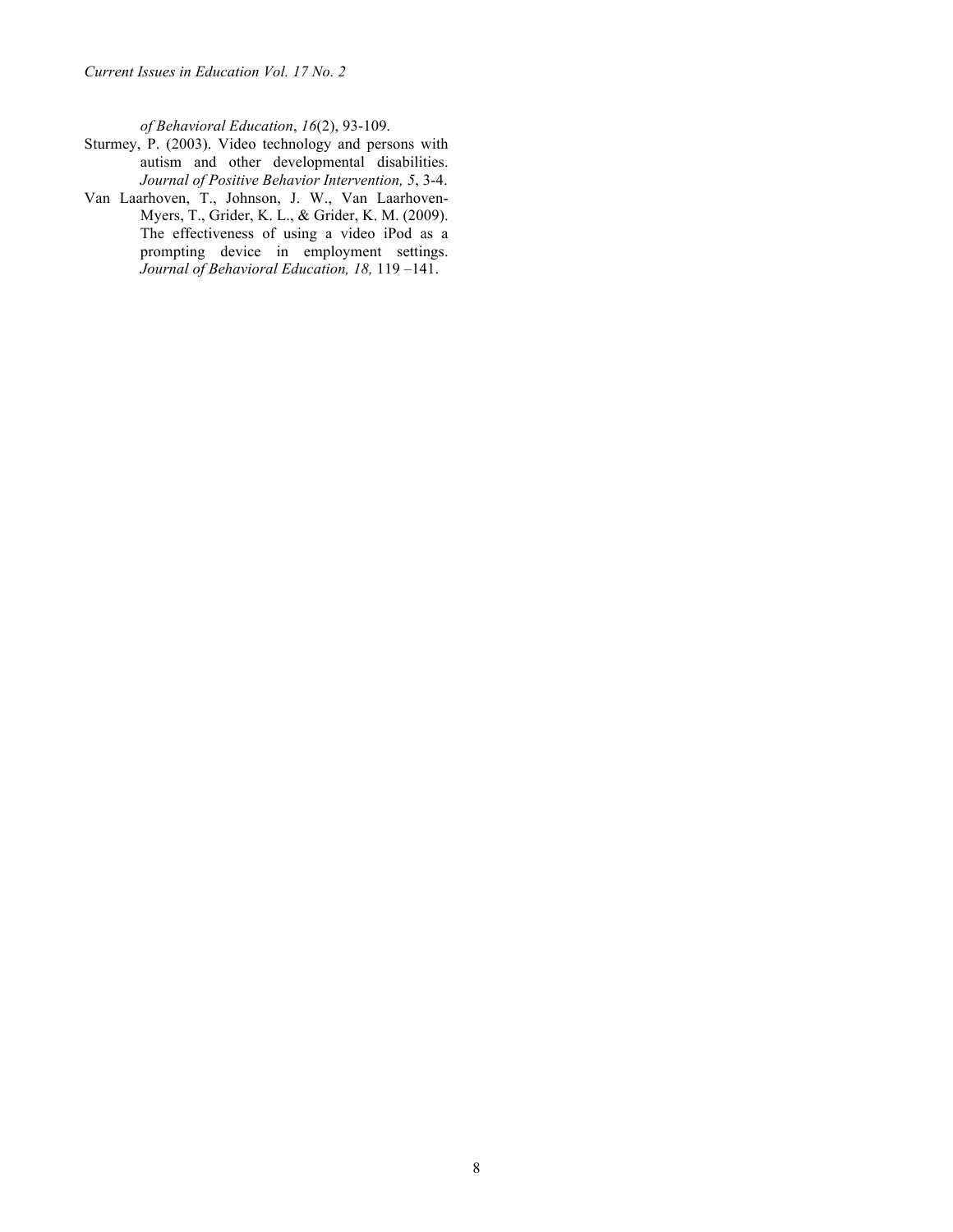*of Behavioral Education*, *16*(2), 93-109.

Sturmey, P. (2003). Video technology and persons with autism and other developmental disabilities. *Journal of Positive Behavior Intervention, 5*, 3-4.

Van Laarhoven, T., Johnson, J. W., Van Laarhoven-Myers, T., Grider, K. L., & Grider, K. M. (2009). The effectiveness of using a video iPod as a prompting device in employment settings. *Journal of Behavioral Education, 18,* 119 –141.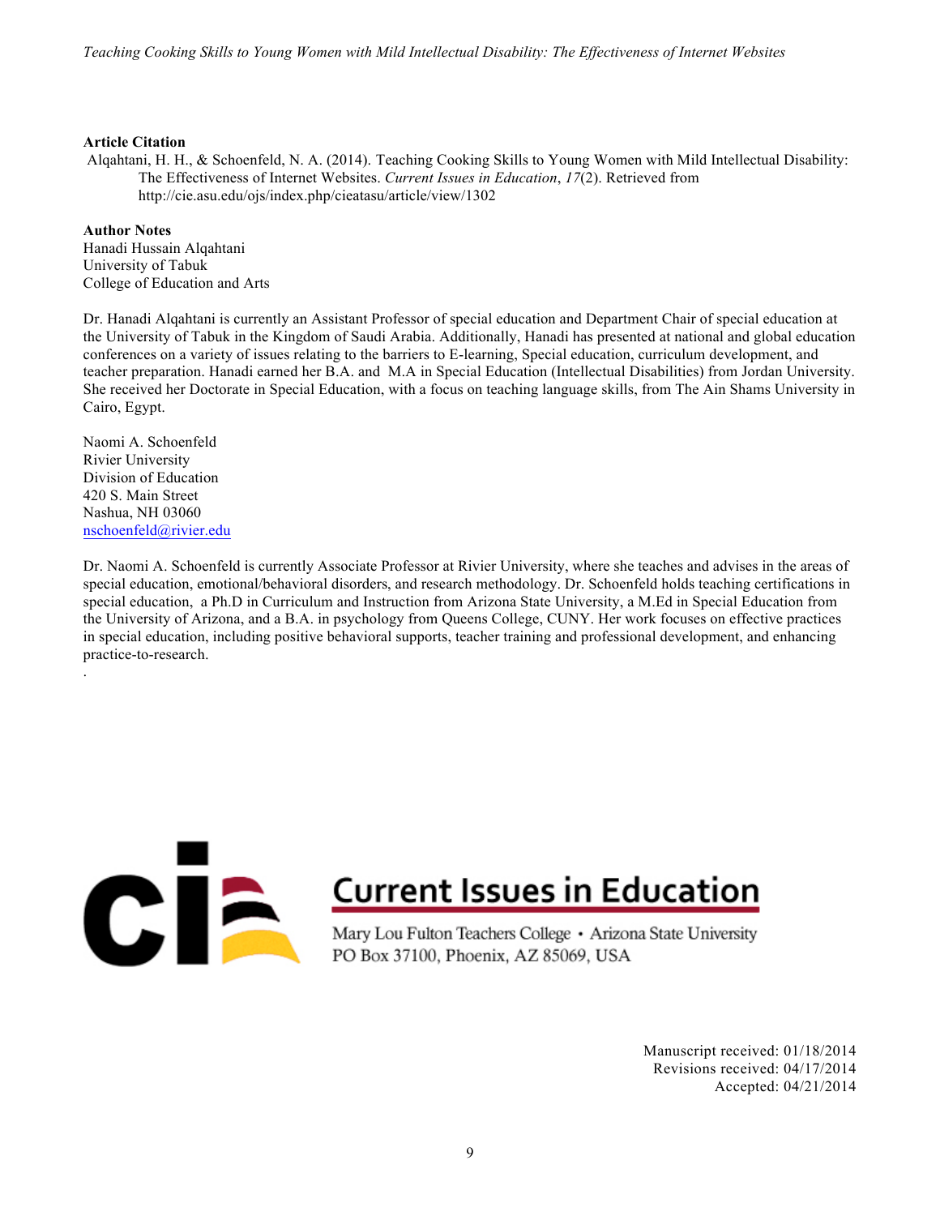**Article Citation**

Alqahtani, H. H., & Schoenfeld, N. A. (2014). Teaching Cooking Skills to Young Women with Mild Intellectual Disability: The Effectiveness of Internet Websites. *Current Issues in Education*, *17*(2). Retrieved from http://cie.asu.edu/ojs/index.php/cieatasu/article/view/1302

**Author Notes**

Hanadi Hussain Alqahtani
University of Tabuk
College of Education and Arts

Dr. Hanadi Alqahtani is currently an Assistant Professor of special education and Department Chair of special education at the University of Tabuk in the Kingdom of Saudi Arabia. Additionally, Hanadi has presented at national and global education conferences on a variety of issues relating to the barriers to E-learning, Special education, curriculum development, and teacher preparation. Hanadi earned her B.A. and M.A in Special Education (Intellectual Disabilities) from Jordan University. She received her Doctorate in Special Education, with a focus on teaching language skills, from The Ain Shams University in Cairo, Egypt.

Naomi A. Schoenfeld
Rivier University
Division of Education
420 S. Main Street
Nashua, NH 03060
nschoenfeld@rivier.edu

Dr. Naomi A. Schoenfeld is currently Associate Professor at Rivier University, where she teaches and advises in the areas of special education, emotional/behavioral disorders, and research methodology. Dr. Schoenfeld holds teaching certifications in special education, a Ph.D in Curriculum and Instruction from Arizona State University, a M.Ed in Special Education from the University of Arizona, and a B.A. in psychology from Queens College, CUNY. Her work focuses on effective practices in special education, including positive behavioral supports, teacher training and professional development, and enhancing practice-to-research.

Current Issues in Education
Mary Lou Fulton Teachers College • Arizona State University
PO Box 37100, Phoenix, AZ 85069, USA

Manuscript received: 01/18/2014
Revisions received: 04/17/2014
Accepted: 04/21/2014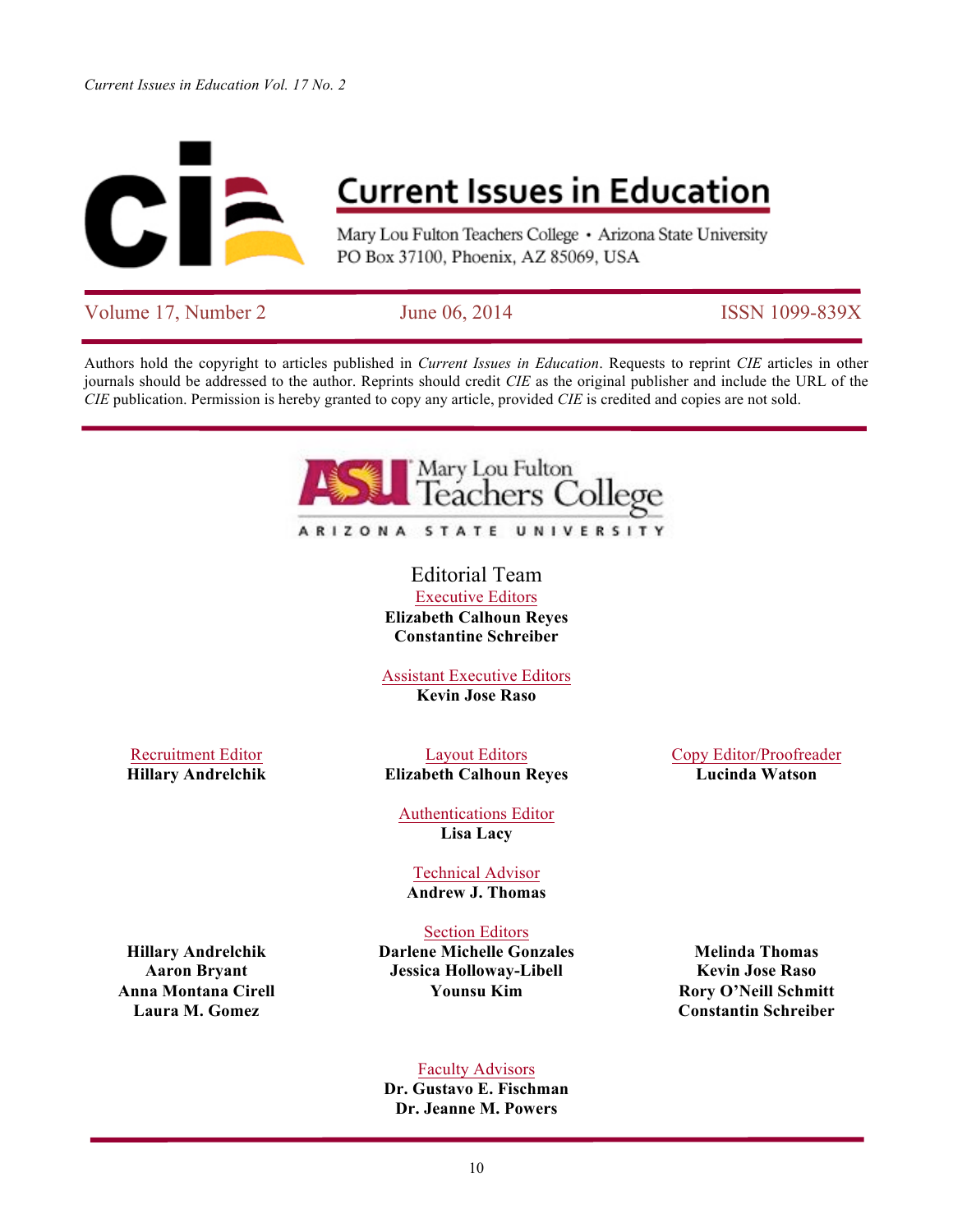# Current Issues in Education

Mary Lou Fulton Teachers College • Arizona State University
PO Box 37100, Phoenix, AZ 85069, USA

Volume 17, Number 2 June 06, 2014 ISSN 1099-839X

Authors hold the copyright to articles published in *Current Issues in Education*. Requests to reprint *CIE* articles in other journals should be addressed to the author. Reprints should credit *CIE* as the original publisher and include the URL of the *CIE* publication. Permission is hereby granted to copy any article, provided *CIE* is credited and copies are not sold.

Mary Lou Fulton Teachers College
ARIZONA STATE UNIVERSITY

## Editorial Team

Executive Editors
**Elizabeth Calhoun Reyes**
**Constantine Schreiber**

Assistant Executive Editors
**Kevin Jose Raso**

Recruitment Editor
**Hillary Andrelchik**

Layout Editors
**Elizabeth Calhoun Reyes**

Copy Editor/Proofreader
**Lucinda Watson**

Authentications Editor
**Lisa Lacy**

Technical Advisor
**Andrew J. Thomas**

Section Editors
**Hillary Andrelchik**
**Aaron Bryant**
**Anna Montana Cirell**
**Laura M. Gomez**
**Darlene Michelle Gonzales**
**Jessica Holloway-Libell**
**Younsu Kim**
**Melinda Thomas**
**Kevin Jose Raso**
**Rory O'Neill Schmitt**
**Constantin Schreiber**

Faculty Advisors
**Dr. Gustavo E. Fischman**
**Dr. Jeanne M. Powers**